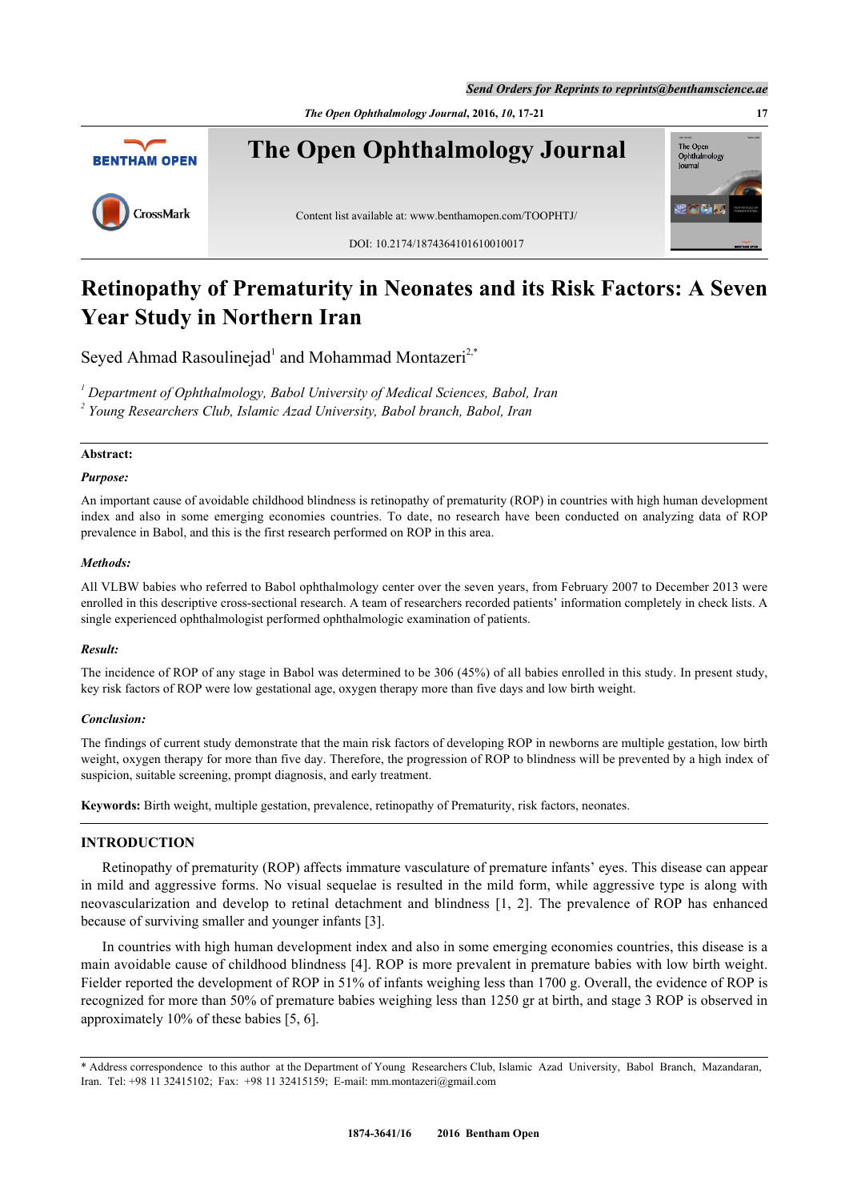# Retinopathy of Prematurity in Neonates and its Risk Factors: A Seven Year Study in Northern Iran

Seyed Ahmad Rasoulinejad[1] and Mohammad Montazeri[2,*]

[1] *Department of Ophthalmology, Babol University of Medical Sciences, Babol, Iran*
[2] *Young Researchers Club, Islamic Azad University, Babol branch, Babol, Iran*

**Abstract:**

***Purpose:***

An important cause of avoidable childhood blindness is retinopathy of prematurity (ROP) in countries with high human development index and also in some emerging economies countries. To date, no research have been conducted on analyzing data of ROP prevalence in Babol, and this is the first research performed on ROP in this area.

***Methods:***

All VLBW babies who referred to Babol ophthalmology center over the seven years, from February 2007 to December 2013 were enrolled in this descriptive cross-sectional research. A team of researchers recorded patients' information completely in check lists. A single experienced ophthalmologist performed ophthalmologic examination of patients.

***Result:***

The incidence of ROP of any stage in Babol was determined to be 306 (45%) of all babies enrolled in this study. In present study, key risk factors of ROP were low gestational age, oxygen therapy more than five days and low birth weight.

***Conclusion:***

The findings of current study demonstrate that the main risk factors of developing ROP in newborns are multiple gestation, low birth weight, oxygen therapy for more than five day. Therefore, the progression of ROP to blindness will be prevented by a high index of suspicion, suitable screening, prompt diagnosis, and early treatment.

**Keywords:** Birth weight, multiple gestation, prevalence, retinopathy of Prematurity, risk factors, neonates.

## INTRODUCTION

Retinopathy of prematurity (ROP) affects immature vasculature of premature infants' eyes. This disease can appear in mild and aggressive forms. No visual sequelae is resulted in the mild form, while aggressive type is along with neovascularization and develop to retinal detachment and blindness [1, 2]. The prevalence of ROP has enhanced because of surviving smaller and younger infants [3].

In countries with high human development index and also in some emerging economies countries, this disease is a main avoidable cause of childhood blindness [4]. ROP is more prevalent in premature babies with low birth weight. Fielder reported the development of ROP in 51% of infants weighing less than 1700 g. Overall, the evidence of ROP is recognized for more than 50% of premature babies weighing less than 1250 gr at birth, and stage 3 ROP is observed in approximately 10% of these babies [5, 6].

\* Address correspondence to this author at the Department of Young Researchers Club, Islamic Azad University, Babol Branch, Mazandaran, Iran. Tel: +98 11 32415102; Fax: +98 11 32415159; E-mail: mm.montazeri@gmail.com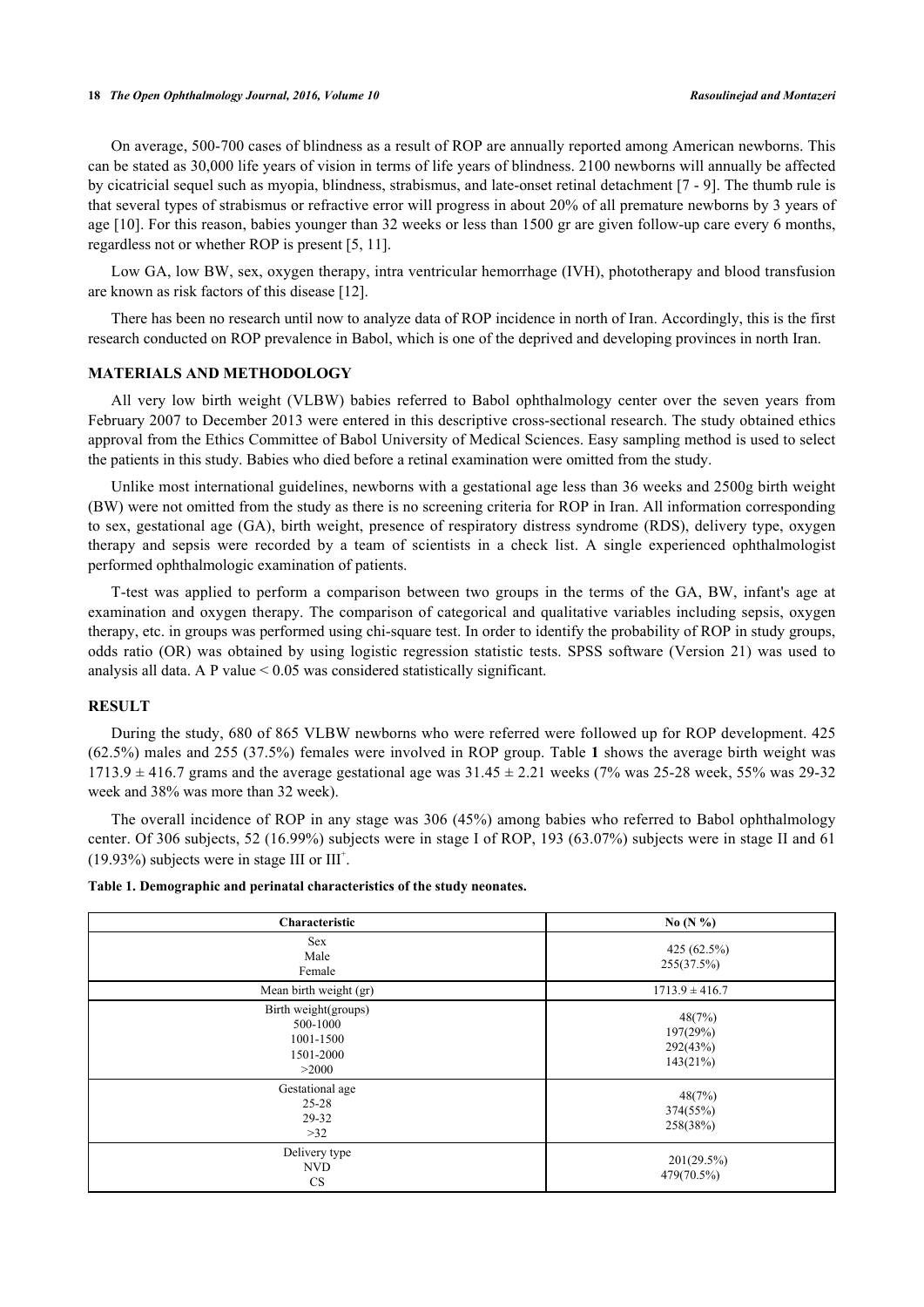On average, 500-700 cases of blindness as a result of ROP are annually reported among American newborns. This can be stated as 30,000 life years of vision in terms of life years of blindness. 2100 newborns will annually be affected by cicatricial sequel such as myopia, blindness, strabismus, and late-onset retinal detachment [7 - 9]. The thumb rule is that several types of strabismus or refractive error will progress in about 20% of all premature newborns by 3 years of age [10]. For this reason, babies younger than 32 weeks or less than 1500 gr are given follow-up care every 6 months, regardless not or whether ROP is present [5, 11].

Low GA, low BW, sex, oxygen therapy, intra ventricular hemorrhage (IVH), phototherapy and blood transfusion are known as risk factors of this disease [12].

There has been no research until now to analyze data of ROP incidence in north of Iran. Accordingly, this is the first research conducted on ROP prevalence in Babol, which is one of the deprived and developing provinces in north Iran.

## MATERIALS AND METHODOLOGY

All very low birth weight (VLBW) babies referred to Babol ophthalmology center over the seven years from February 2007 to December 2013 were entered in this descriptive cross-sectional research. The study obtained ethics approval from the Ethics Committee of Babol University of Medical Sciences. Easy sampling method is used to select the patients in this study. Babies who died before a retinal examination were omitted from the study.

Unlike most international guidelines, newborns with a gestational age less than 36 weeks and 2500g birth weight (BW) were not omitted from the study as there is no screening criteria for ROP in Iran. All information corresponding to sex, gestational age (GA), birth weight, presence of respiratory distress syndrome (RDS), delivery type, oxygen therapy and sepsis were recorded by a team of scientists in a check list. A single experienced ophthalmologist performed ophthalmologic examination of patients.

T-test was applied to perform a comparison between two groups in the terms of the GA, BW, infant's age at examination and oxygen therapy. The comparison of categorical and qualitative variables including sepsis, oxygen therapy, etc. in groups was performed using chi-square test. In order to identify the probability of ROP in study groups, odds ratio (OR) was obtained by using logistic regression statistic tests. SPSS software (Version 21) was used to analysis all data. A P value < 0.05 was considered statistically significant.

## RESULT

During the study, 680 of 865 VLBW newborns who were referred were followed up for ROP development. 425 (62.5%) males and 255 (37.5%) females were involved in ROP group. Table **1** shows the average birth weight was 1713.9 ± 416.7 grams and the average gestational age was 31.45 ± 2.21 weeks (7% was 25-28 week, 55% was 29-32 week and 38% was more than 32 week).

The overall incidence of ROP in any stage was 306 (45%) among babies who referred to Babol ophthalmology center. Of 306 subjects, 52 (16.99%) subjects were in stage I of ROP, 193 (63.07%) subjects were in stage II and 61 (19.93%) subjects were in stage III or III$^{+}$.

**Table 1. Demographic and perinatal characteristics of the study neonates.**

| Characteristic | No (N %) |
|---|---|
| Sex<br>Male<br>Female | 425 (62.5%)<br>255(37.5%) |
| Mean birth weight (gr) | 1713.9 ± 416.7 |
| Birth weight(groups)<br>500-1000<br>1001-1500<br>1501-2000<br>>2000 | 48(7%)<br>197(29%)<br>292(43%)<br>143(21%) |
| Gestational age<br>25-28<br>29-32<br>>32 | 48(7%)<br>374(55%)<br>258(38%) |
| Delivery type<br>NVD<br>CS | 201(29.5%)<br>479(70.5%) |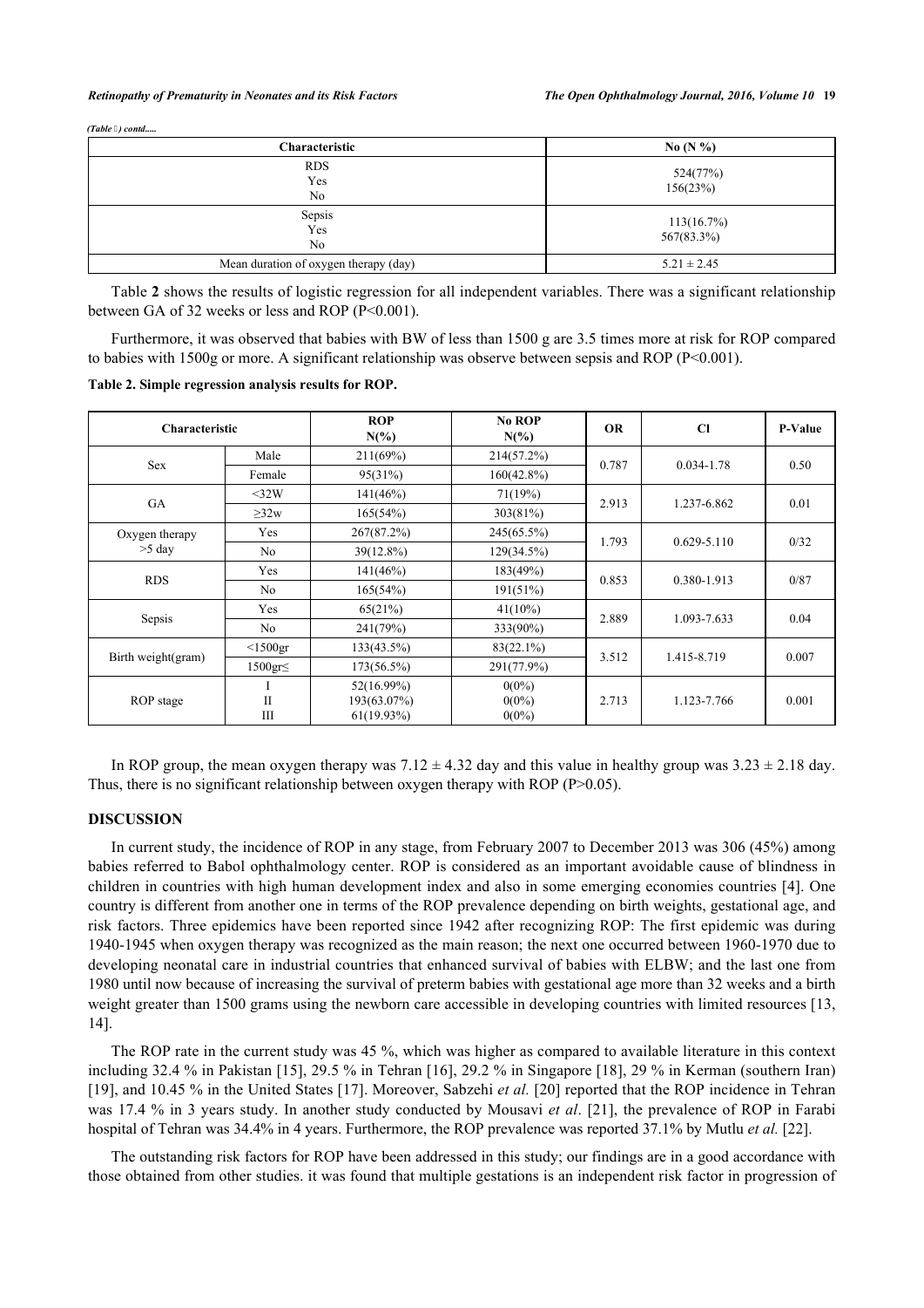*(Table 1) contd.....*

| Characteristic | No (N %) |
|---|---|
| RDS<br>Yes<br>No | 524(77%)<br>156(23%) |
| Sepsis<br>Yes<br>No | 113(16.7%)<br>567(83.3%) |
| Mean duration of oxygen therapy (day) | 5.21 ± 2.45 |

Table **2** shows the results of logistic regression for all independent variables. There was a significant relationship between GA of 32 weeks or less and ROP (P<0.001).

Furthermore, it was observed that babies with BW of less than 1500 g are 3.5 times more at risk for ROP compared to babies with 1500g or more. A significant relationship was observe between sepsis and ROP (P<0.001).

**Table 2. Simple regression analysis results for ROP.**

| Characteristic | | ROP N(%) | No ROP N(%) | OR | CI | P-Value |
|---|---|---|---|---|---|---|
| Sex | Male | 211(69%) | 214(57.2%) | 0.787 | 0.034-1.78 | 0.50 |
| | Female | 95(31%) | 160(42.8%) | | | |
| GA | <32W | 141(46%) | 71(19%) | 2.913 | 1.237-6.862 | 0.01 |
| | ≥32w | 165(54%) | 303(81%) | | | |
| Oxygen therapy >5 day | Yes | 267(87.2%) | 245(65.5%) | 1.793 | 0.629-5.110 | 0/32 |
| | No | 39(12.8%) | 129(34.5%) | | | |
| RDS | Yes | 141(46%) | 183(49%) | 0.853 | 0.380-1.913 | 0/87 |
| | No | 165(54%) | 191(51%) | | | |
| Sepsis | Yes | 65(21%) | 41(10%) | 2.889 | 1.093-7.633 | 0.04 |
| | No | 241(79%) | 333(90%) | | | |
| Birth weight(gram) | <1500gr | 133(43.5%) | 83(22.1%) | 3.512 | 1.415-8.719 | 0.007 |
| | 1500gr≤ | 173(56.5%) | 291(77.9%) | | | |
| ROP stage | I<br>II<br>III | 52(16.99%)<br>193(63.07%)<br>61(19.93%) | 0(0%)<br>0(0%)<br>0(0%) | 2.713 | 1.123-7.766 | 0.001 |

In ROP group, the mean oxygen therapy was 7.12 ± 4.32 day and this value in healthy group was 3.23 ± 2.18 day. Thus, there is no significant relationship between oxygen therapy with ROP (P>0.05).

## DISCUSSION

In current study, the incidence of ROP in any stage, from February 2007 to December 2013 was 306 (45%) among babies referred to Babol ophthalmology center. ROP is considered as an important avoidable cause of blindness in children in countries with high human development index and also in some emerging economies countries [4]. One country is different from another one in terms of the ROP prevalence depending on birth weights, gestational age, and risk factors. Three epidemics have been reported since 1942 after recognizing ROP: The first epidemic was during 1940-1945 when oxygen therapy was recognized as the main reason; the next one occurred between 1960-1970 due to developing neonatal care in industrial countries that enhanced survival of babies with ELBW; and the last one from 1980 until now because of increasing the survival of preterm babies with gestational age more than 32 weeks and a birth weight greater than 1500 grams using the newborn care accessible in developing countries with limited resources [13, 14].

The ROP rate in the current study was 45 %, which was higher as compared to available literature in this context including 32.4 % in Pakistan [15], 29.5 % in Tehran [16], 29.2 % in Singapore [18], 29 % in Kerman (southern Iran) [19], and 10.45 % in the United States [17]. Moreover, Sabzehi *et al.* [20] reported that the ROP incidence in Tehran was 17.4 % in 3 years study. In another study conducted by Mousavi *et al*. [21], the prevalence of ROP in Farabi hospital of Tehran was 34.4% in 4 years. Furthermore, the ROP prevalence was reported 37.1% by Mutlu *et al.* [22].

The outstanding risk factors for ROP have been addressed in this study; our findings are in a good accordance with those obtained from other studies. it was found that multiple gestations is an independent risk factor in progression of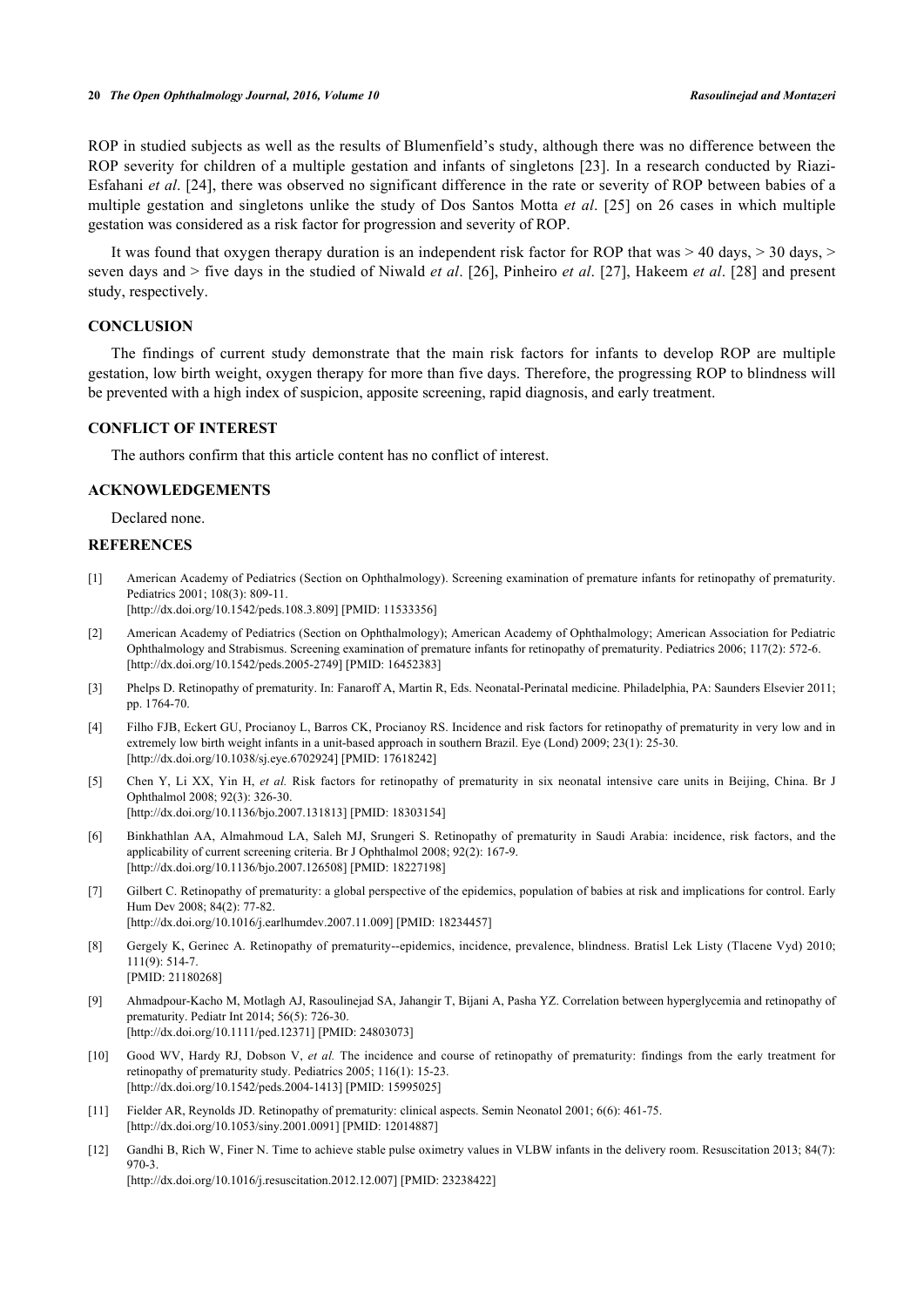ROP in studied subjects as well as the results of Blumenfield's study, although there was no difference between the ROP severity for children of a multiple gestation and infants of singletons [23]. In a research conducted by Riazi-Esfahani *et al*. [24], there was observed no significant difference in the rate or severity of ROP between babies of a multiple gestation and singletons unlike the study of Dos Santos Motta *et al*. [25] on 26 cases in which multiple gestation was considered as a risk factor for progression and severity of ROP.

It was found that oxygen therapy duration is an independent risk factor for ROP that was > 40 days, > 30 days, > seven days and > five days in the studied of Niwald *et al*. [26], Pinheiro *et al*. [27], Hakeem *et al*. [28] and present study, respectively.

## CONCLUSION

The findings of current study demonstrate that the main risk factors for infants to develop ROP are multiple gestation, low birth weight, oxygen therapy for more than five days. Therefore, the progressing ROP to blindness will be prevented with a high index of suspicion, apposite screening, rapid diagnosis, and early treatment.

## CONFLICT OF INTEREST

The authors confirm that this article content has no conflict of interest.

## ACKNOWLEDGEMENTS

Declared none.

## REFERENCES

[1] American Academy of Pediatrics (Section on Ophthalmology). Screening examination of premature infants for retinopathy of prematurity. Pediatrics 2001; 108(3): 809-11.
[http://dx.doi.org/10.1542/peds.108.3.809] [PMID: 11533356]

[2] American Academy of Pediatrics (Section on Ophthalmology); American Academy of Ophthalmology; American Association for Pediatric Ophthalmology and Strabismus. Screening examination of premature infants for retinopathy of prematurity. Pediatrics 2006; 117(2): 572-6.
[http://dx.doi.org/10.1542/peds.2005-2749] [PMID: 16452383]

[3] Phelps D. Retinopathy of prematurity. In: Fanaroff A, Martin R, Eds. Neonatal-Perinatal medicine. Philadelphia, PA: Saunders Elsevier 2011; pp. 1764-70.

[4] Filho FJB, Eckert GU, Procianoy L, Barros CK, Procianoy RS. Incidence and risk factors for retinopathy of prematurity in very low and in extremely low birth weight infants in a unit-based approach in southern Brazil. Eye (Lond) 2009; 23(1): 25-30.
[http://dx.doi.org/10.1038/sj.eye.6702924] [PMID: 17618242]

[5] Chen Y, Li XX, Yin H, *et al.* Risk factors for retinopathy of prematurity in six neonatal intensive care units in Beijing, China. Br J Ophthalmol 2008; 92(3): 326-30.
[http://dx.doi.org/10.1136/bjo.2007.131813] [PMID: 18303154]

[6] Binkhathlan AA, Almahmoud LA, Saleh MJ, Srungeri S. Retinopathy of prematurity in Saudi Arabia: incidence, risk factors, and the applicability of current screening criteria. Br J Ophthalmol 2008; 92(2): 167-9.
[http://dx.doi.org/10.1136/bjo.2007.126508] [PMID: 18227198]

[7] Gilbert C. Retinopathy of prematurity: a global perspective of the epidemics, population of babies at risk and implications for control. Early Hum Dev 2008; 84(2): 77-82.
[http://dx.doi.org/10.1016/j.earlhumdev.2007.11.009] [PMID: 18234457]

[8] Gergely K, Gerinec A. Retinopathy of prematurity--epidemics, incidence, prevalence, blindness. Bratisl Lek Listy (Tlacene Vyd) 2010; 111(9): 514-7.
[PMID: 21180268]

[9] Ahmadpour-Kacho M, Motlagh AJ, Rasoulinejad SA, Jahangir T, Bijani A, Pasha YZ. Correlation between hyperglycemia and retinopathy of prematurity. Pediatr Int 2014; 56(5): 726-30.
[http://dx.doi.org/10.1111/ped.12371] [PMID: 24803073]

[10] Good WV, Hardy RJ, Dobson V, *et al.* The incidence and course of retinopathy of prematurity: findings from the early treatment for retinopathy of prematurity study. Pediatrics 2005; 116(1): 15-23.
[http://dx.doi.org/10.1542/peds.2004-1413] [PMID: 15995025]

[11] Fielder AR, Reynolds JD. Retinopathy of prematurity: clinical aspects. Semin Neonatol 2001; 6(6): 461-75.
[http://dx.doi.org/10.1053/siny.2001.0091] [PMID: 12014887]

[12] Gandhi B, Rich W, Finer N. Time to achieve stable pulse oximetry values in VLBW infants in the delivery room. Resuscitation 2013; 84(7): 970-3.
[http://dx.doi.org/10.1016/j.resuscitation.2012.12.007] [PMID: 23238422]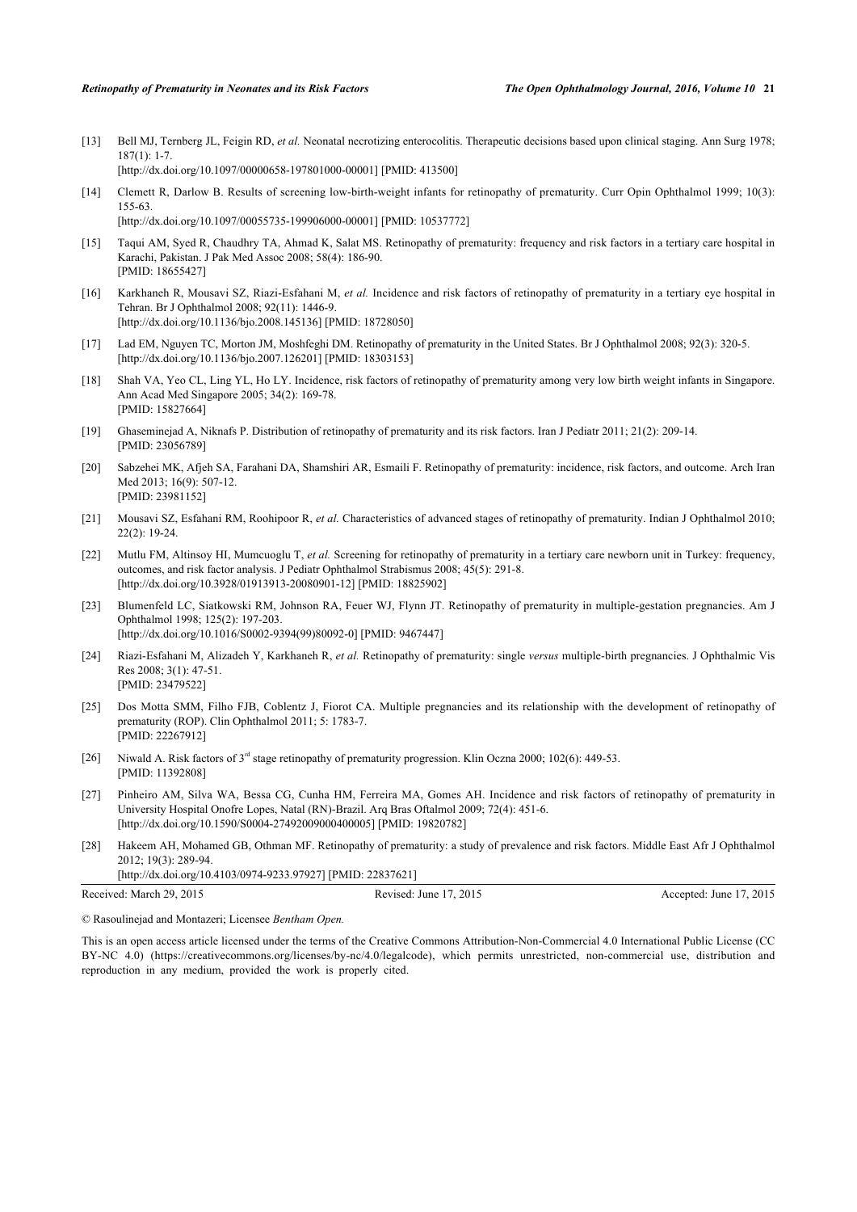[13] Bell MJ, Ternberg JL, Feigin RD, *et al.* Neonatal necrotizing enterocolitis. Therapeutic decisions based upon clinical staging. Ann Surg 1978; 187(1): 1-7.
[http://dx.doi.org/10.1097/00000658-197801000-00001] [PMID: 413500]

[14] Clemett R, Darlow B. Results of screening low-birth-weight infants for retinopathy of prematurity. Curr Opin Ophthalmol 1999; 10(3): 155-63.
[http://dx.doi.org/10.1097/00055735-199906000-00001] [PMID: 10537772]

[15] Taqui AM, Syed R, Chaudhry TA, Ahmad K, Salat MS. Retinopathy of prematurity: frequency and risk factors in a tertiary care hospital in Karachi, Pakistan. J Pak Med Assoc 2008; 58(4): 186-90.
[PMID: 18655427]

[16] Karkhaneh R, Mousavi SZ, Riazi-Esfahani M, *et al.* Incidence and risk factors of retinopathy of prematurity in a tertiary eye hospital in Tehran. Br J Ophthalmol 2008; 92(11): 1446-9.
[http://dx.doi.org/10.1136/bjo.2008.145136] [PMID: 18728050]

[17] Lad EM, Nguyen TC, Morton JM, Moshfeghi DM. Retinopathy of prematurity in the United States. Br J Ophthalmol 2008; 92(3): 320-5.
[http://dx.doi.org/10.1136/bjo.2007.126201] [PMID: 18303153]

[18] Shah VA, Yeo CL, Ling YL, Ho LY. Incidence, risk factors of retinopathy of prematurity among very low birth weight infants in Singapore. Ann Acad Med Singapore 2005; 34(2): 169-78.
[PMID: 15827664]

[19] Ghaseminejad A, Niknafs P. Distribution of retinopathy of prematurity and its risk factors. Iran J Pediatr 2011; 21(2): 209-14.
[PMID: 23056789]

[20] Sabzehei MK, Afjeh SA, Farahani DA, Shamshiri AR, Esmaili F. Retinopathy of prematurity: incidence, risk factors, and outcome. Arch Iran Med 2013; 16(9): 507-12.
[PMID: 23981152]

[21] Mousavi SZ, Esfahani RM, Roohipoor R, *et al.* Characteristics of advanced stages of retinopathy of prematurity. Indian J Ophthalmol 2010; 22(2): 19-24.

[22] Mutlu FM, Altinsoy HI, Mumcuoglu T, *et al.* Screening for retinopathy of prematurity in a tertiary care newborn unit in Turkey: frequency, outcomes, and risk factor analysis. J Pediatr Ophthalmol Strabismus 2008; 45(5): 291-8.
[http://dx.doi.org/10.3928/01913913-20080901-12] [PMID: 18825902]

[23] Blumenfeld LC, Siatkowski RM, Johnson RA, Feuer WJ, Flynn JT. Retinopathy of prematurity in multiple-gestation pregnancies. Am J Ophthalmol 1998; 125(2): 197-203.
[http://dx.doi.org/10.1016/S0002-9394(99)80092-0] [PMID: 9467447]

[24] Riazi-Esfahani M, Alizadeh Y, Karkhaneh R, *et al.* Retinopathy of prematurity: single *versus* multiple-birth pregnancies. J Ophthalmic Vis Res 2008; 3(1): 47-51.
[PMID: 23479522]

[25] Dos Motta SMM, Filho FJB, Coblentz J, Fiorot CA. Multiple pregnancies and its relationship with the development of retinopathy of prematurity (ROP). Clin Ophthalmol 2011; 5: 1783-7.
[PMID: 22267912]

[26] Niwald A. Risk factors of 3rd stage retinopathy of prematurity progression. Klin Oczna 2000; 102(6): 449-53.
[PMID: 11392808]

[27] Pinheiro AM, Silva WA, Bessa CG, Cunha HM, Ferreira MA, Gomes AH. Incidence and risk factors of retinopathy of prematurity in University Hospital Onofre Lopes, Natal (RN)-Brazil. Arq Bras Oftalmol 2009; 72(4): 451-6.
[http://dx.doi.org/10.1590/S0004-27492009000400005] [PMID: 19820782]

[28] Hakeem AH, Mohamed GB, Othman MF. Retinopathy of prematurity: a study of prevalence and risk factors. Middle East Afr J Ophthalmol 2012; 19(3): 289-94.
[http://dx.doi.org/10.4103/0974-9233.97927] [PMID: 22837621]

Received: March 29, 2015 Revised: June 17, 2015 Accepted: June 17, 2015

© Rasoulinejad and Montazeri; Licensee *Bentham Open.*

This is an open access article licensed under the terms of the Creative Commons Attribution-Non-Commercial 4.0 International Public License (CC BY-NC 4.0) (https://creativecommons.org/licenses/by-nc/4.0/legalcode), which permits unrestricted, non-commercial use, distribution and reproduction in any medium, provided the work is properly cited.